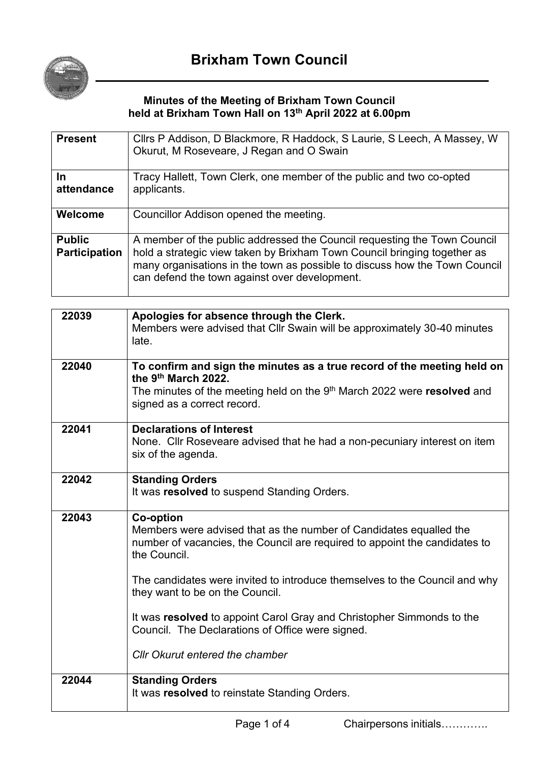# Brixham Town Council

**Minutes of the Meeting of Brixham Town Council held at Brixham Town Hall on 13th April 2022 at 6.00pm**

| | |
|---|---|
| **Present** | Cllrs P Addison, D Blackmore, R Haddock, S Laurie, S Leech, A Massey, W Okurut, M Roseveare, J Regan and O Swain |
| **In attendance** | Tracy Hallett, Town Clerk, one member of the public and two co-opted applicants. |
| **Welcome** | Councillor Addison opened the meeting. |
| **Public Participation** | A member of the public addressed the Council requesting the Town Council hold a strategic view taken by Brixham Town Council bringing together as many organisations in the town as possible to discuss how the Town Council can defend the town against over development. |

| | |
|---|---|
| 22039 | **Apologies for absence through the Clerk.**<br>Members were advised that Cllr Swain will be approximately 30-40 minutes late. |
| 22040 | **To confirm and sign the minutes as a true record of the meeting held on the 9th March 2022.**<br>The minutes of the meeting held on the 9th March 2022 were **resolved** and signed as a correct record. |
| 22041 | **Declarations of Interest**<br>None. Cllr Roseveare advised that he had a non-pecuniary interest on item six of the agenda. |
| 22042 | **Standing Orders**<br>It was **resolved** to suspend Standing Orders. |
| 22043 | **Co-option**<br>Members were advised that as the number of Candidates equalled the number of vacancies, the Council are required to appoint the candidates to the Council.<br><br>The candidates were invited to introduce themselves to the Council and why they want to be on the Council.<br><br>It was **resolved** to appoint Carol Gray and Christopher Simmonds to the Council. The Declarations of Office were signed.<br><br>*Cllr Okurut entered the chamber* |
| 22044 | **Standing Orders**<br>It was **resolved** to reinstate Standing Orders. |

Chairpersons initials………….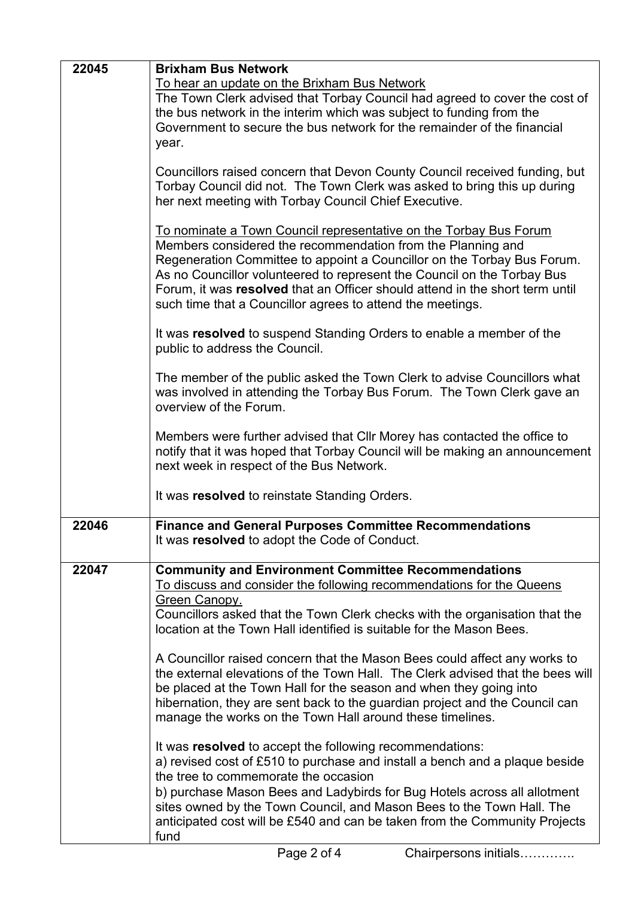| | |
|---|---|
| 22045 | **Brixham Bus Network**<br>To hear an update on the Brixham Bus Network<br>The Town Clerk advised that Torbay Council had agreed to cover the cost of the bus network in the interim which was subject to funding from the Government to secure the bus network for the remainder of the financial year.<br><br>Councillors raised concern that Devon County Council received funding, but Torbay Council did not. The Town Clerk was asked to bring this up during her next meeting with Torbay Council Chief Executive.<br><br>To nominate a Town Council representative on the Torbay Bus Forum<br>Members considered the recommendation from the Planning and Regeneration Committee to appoint a Councillor on the Torbay Bus Forum. As no Councillor volunteered to represent the Council on the Torbay Bus Forum, it was **resolved** that an Officer should attend in the short term until such time that a Councillor agrees to attend the meetings.<br><br>It was **resolved** to suspend Standing Orders to enable a member of the public to address the Council.<br><br>The member of the public asked the Town Clerk to advise Councillors what was involved in attending the Torbay Bus Forum. The Town Clerk gave an overview of the Forum.<br><br>Members were further advised that Cllr Morey has contacted the office to notify that it was hoped that Torbay Council will be making an announcement next week in respect of the Bus Network.<br><br>It was **resolved** to reinstate Standing Orders. |
| 22046 | **Finance and General Purposes Committee Recommendations**<br>It was **resolved** to adopt the Code of Conduct. |
| 22047 | **Community and Environment Committee Recommendations**<br>To discuss and consider the following recommendations for the Queens Green Canopy.<br>Councillors asked that the Town Clerk checks with the organisation that the location at the Town Hall identified is suitable for the Mason Bees.<br><br>A Councillor raised concern that the Mason Bees could affect any works to the external elevations of the Town Hall. The Clerk advised that the bees will be placed at the Town Hall for the season and when they going into hibernation, they are sent back to the guardian project and the Council can manage the works on the Town Hall around these timelines.<br><br>It was **resolved** to accept the following recommendations:<br>a) revised cost of £510 to purchase and install a bench and a plaque beside the tree to commemorate the occasion<br>b) purchase Mason Bees and Ladybirds for Bug Hotels across all allotment sites owned by the Town Council, and Mason Bees to the Town Hall. The anticipated cost will be £540 and can be taken from the Community Projects fund |

Chairpersons initials………….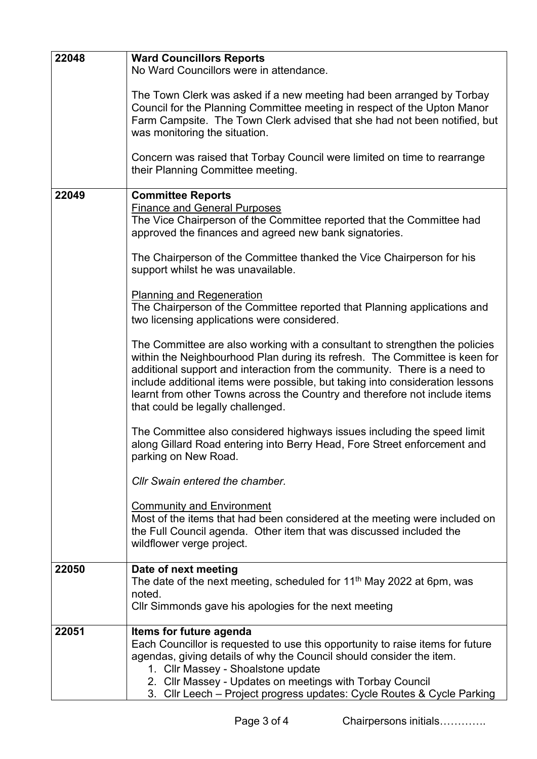| | |
|---|---|
| 22048 | **Ward Councillors Reports**<br>No Ward Councillors were in attendance.<br><br>The Town Clerk was asked if a new meeting had been arranged by Torbay Council for the Planning Committee meeting in respect of the Upton Manor Farm Campsite. The Town Clerk advised that she had not been notified, but was monitoring the situation.<br><br>Concern was raised that Torbay Council were limited on time to rearrange their Planning Committee meeting. |
| 22049 | **Committee Reports**<br><u>Finance and General Purposes</u><br>The Vice Chairperson of the Committee reported that the Committee had approved the finances and agreed new bank signatories.<br><br>The Chairperson of the Committee thanked the Vice Chairperson for his support whilst he was unavailable.<br><br><u>Planning and Regeneration</u><br>The Chairperson of the Committee reported that Planning applications and two licensing applications were considered.<br><br>The Committee are also working with a consultant to strengthen the policies within the Neighbourhood Plan during its refresh. The Committee is keen for additional support and interaction from the community. There is a need to include additional items were possible, but taking into consideration lessons learnt from other Towns across the Country and therefore not include items that could be legally challenged.<br><br>The Committee also considered highways issues including the speed limit along Gillard Road entering into Berry Head, Fore Street enforcement and parking on New Road.<br><br>*Cllr Swain entered the chamber.*<br><br><u>Community and Environment</u><br>Most of the items that had been considered at the meeting were included on the Full Council agenda. Other item that was discussed included the wildflower verge project. |
| 22050 | **Date of next meeting**<br>The date of the next meeting, scheduled for 11th May 2022 at 6pm, was noted.<br>Cllr Simmonds gave his apologies for the next meeting |
| 22051 | **Items for future agenda**<br>Each Councillor is requested to use this opportunity to raise items for future agendas, giving details of why the Council should consider the item.<br>1. Cllr Massey - Shoalstone update<br>2. Cllr Massey - Updates on meetings with Torbay Council<br>3. Cllr Leech – Project progress updates: Cycle Routes & Cycle Parking |

Chairpersons initials………….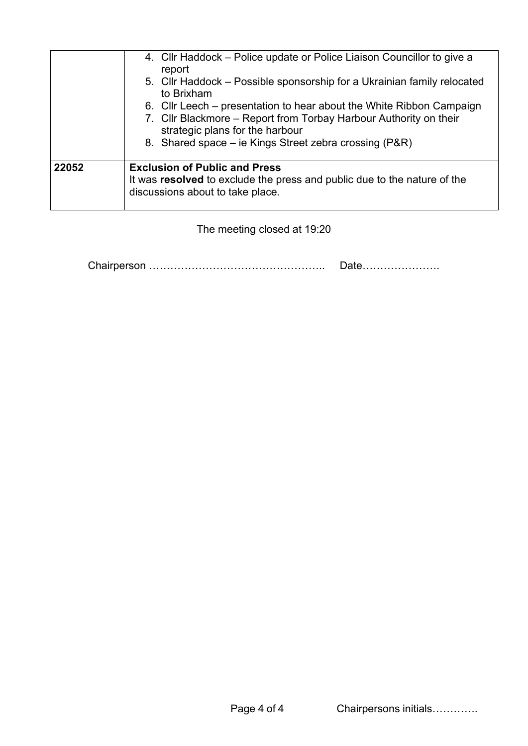| | |
|---|---|
| | 4. Cllr Haddock – Police update or Police Liaison Councillor to give a report<br>5. Cllr Haddock – Possible sponsorship for a Ukrainian family relocated to Brixham<br>6. Cllr Leech – presentation to hear about the White Ribbon Campaign<br>7. Cllr Blackmore – Report from Torbay Harbour Authority on their strategic plans for the harbour<br>8. Shared space – ie Kings Street zebra crossing (P&R) |
| **22052** | **Exclusion of Public and Press**<br>It was **resolved** to exclude the press and public due to the nature of the discussions about to take place. |

The meeting closed at 19:20

Chairperson ………………………………………….. Date………………….

Chairpersons initials………….